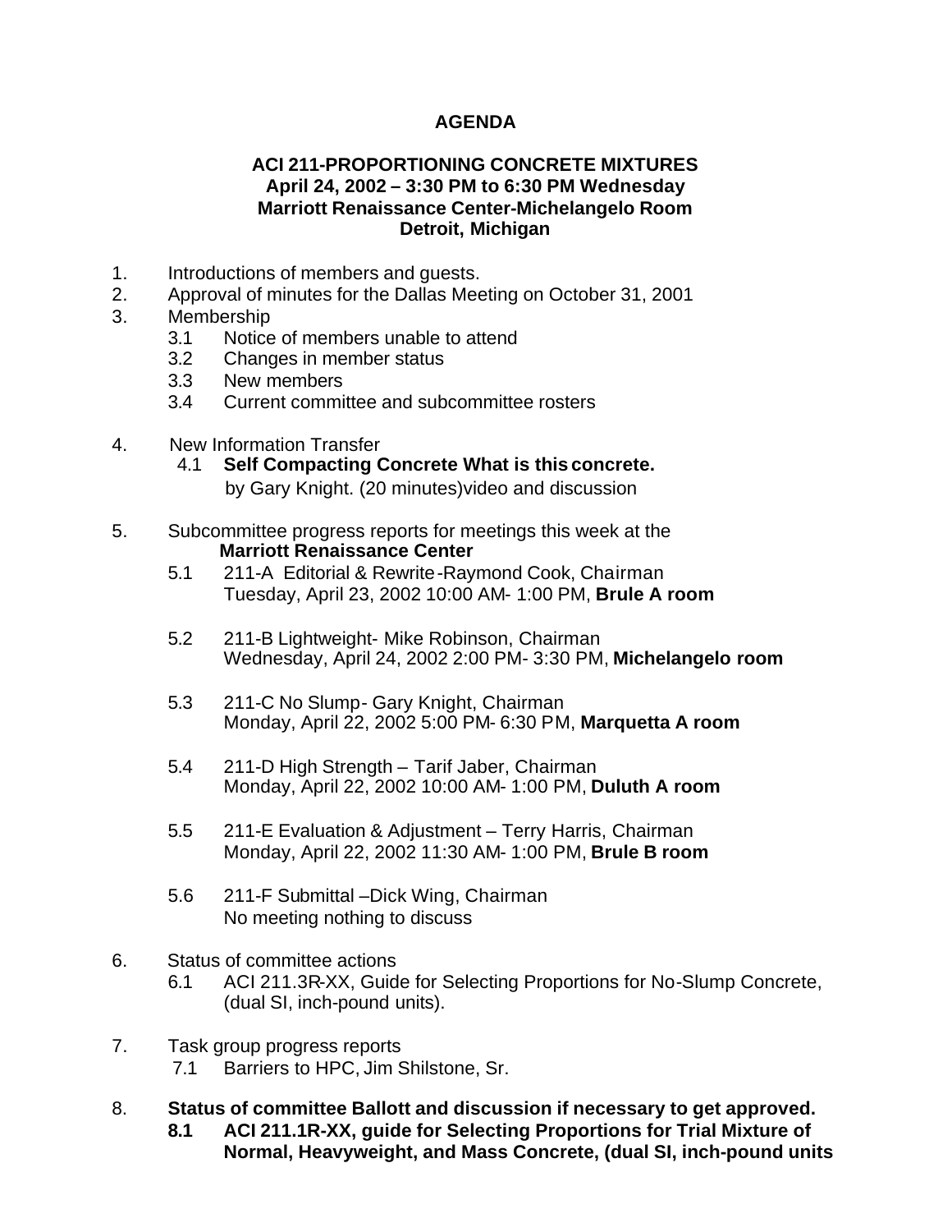# AGENDA

## ACI 211-PROPORTIONING CONCRETE MIXTURES
**April 24, 2002 – 3:30 PM to 6:30 PM Wednesday**
**Marriott Renaissance Center-Michelangelo Room**
**Detroit, Michigan**

1. Introductions of members and guests.
2. Approval of minutes for the Dallas Meeting on October 31, 2001
3. Membership
   - 3.1 Notice of members unable to attend
   - 3.2 Changes in member status
   - 3.3 New members
   - 3.4 Current committee and subcommittee rosters

4. New Information Transfer
   - 4.1 **Self Compacting Concrete What is this concrete.**
     by Gary Knight. (20 minutes)video and discussion

5. Subcommittee progress reports for meetings this week at the **Marriott Renaissance Center**
   - 5.1 211-A Editorial & Rewrite-Raymond Cook, Chairman
     Tuesday, April 23, 2002 10:00 AM- 1:00 PM, **Brule A room**
   - 5.2 211-B Lightweight- Mike Robinson, Chairman
     Wednesday, April 24, 2002 2:00 PM- 3:30 PM, **Michelangelo room**
   - 5.3 211-C No Slump- Gary Knight, Chairman
     Monday, April 22, 2002 5:00 PM- 6:30 PM, **Marquetta A room**
   - 5.4 211-D High Strength – Tarif Jaber, Chairman
     Monday, April 22, 2002 10:00 AM- 1:00 PM, **Duluth A room**
   - 5.5 211-E Evaluation & Adjustment – Terry Harris, Chairman
     Monday, April 22, 2002 11:30 AM- 1:00 PM, **Brule B room**
   - 5.6 211-F Submittal –Dick Wing, Chairman
     No meeting nothing to discuss

6. Status of committee actions
   - 6.1 ACI 211.3R-XX, Guide for Selecting Proportions for No-Slump Concrete, (dual SI, inch-pound units).

7. Task group progress reports
   - 7.1 Barriers to HPC, Jim Shilstone, Sr.

8. **Status of committee Ballott and discussion if necessary to get approved.**
   - **8.1 ACI 211.1R-XX, guide for Selecting Proportions for Trial Mixture of Normal, Heavyweight, and Mass Concrete, (dual SI, inch-pound units**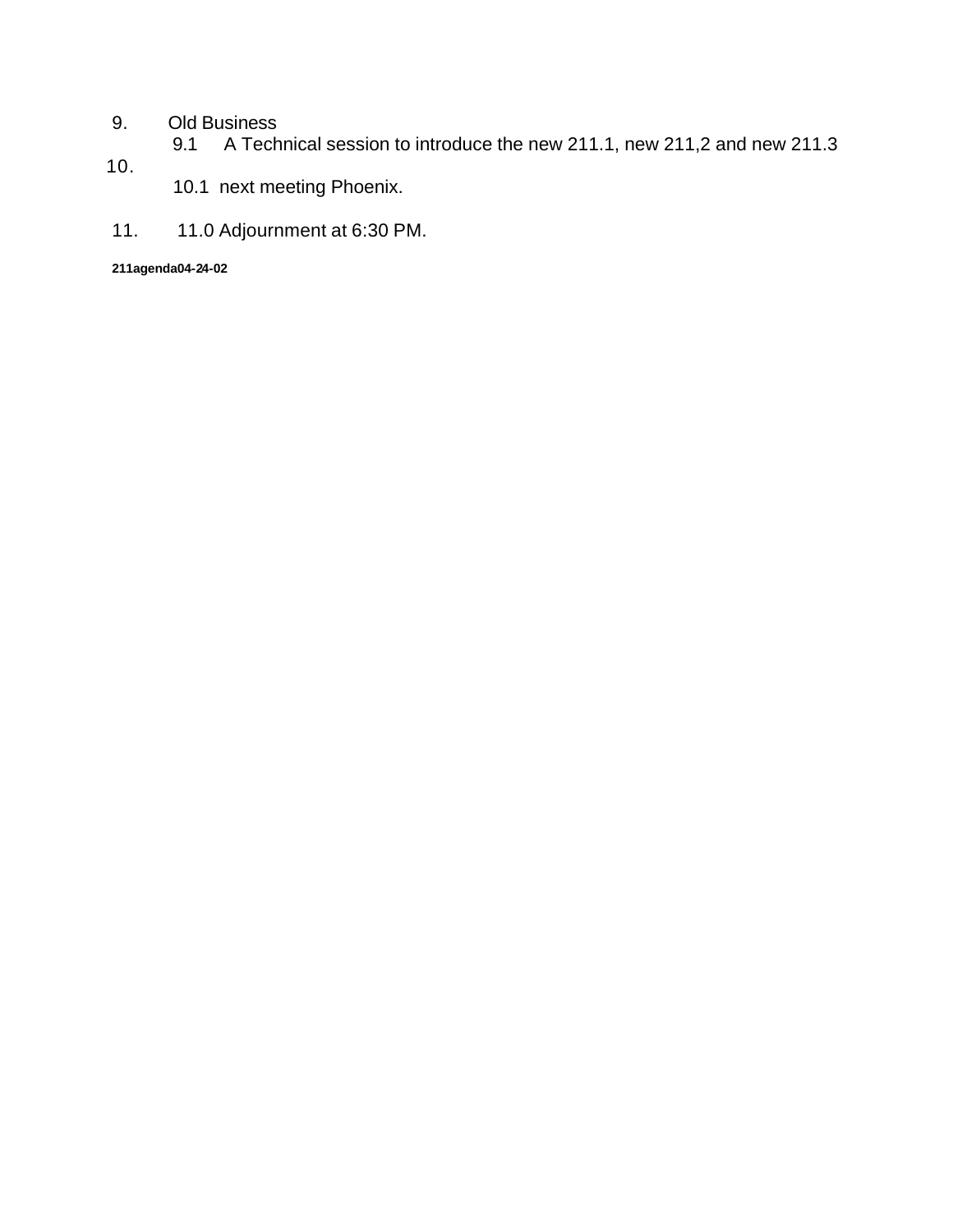9. Old Business
   - 9.1 A Technical session to introduce the new 211.1, new 211,2 and new 211.3

10.
   - 10.1 next meeting Phoenix.

11. 11.0 Adjournment at 6:30 PM.

**211agenda04-24-02**